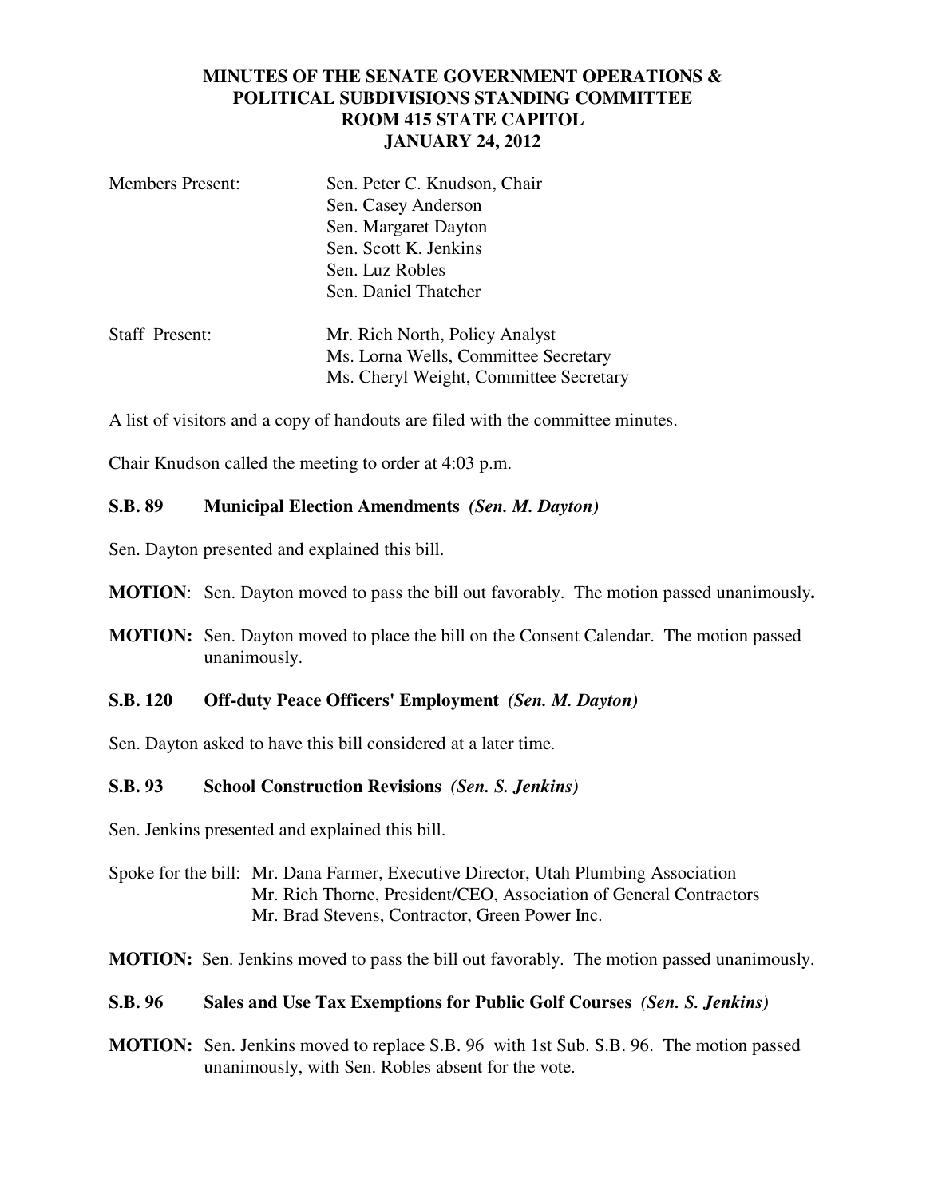# MINUTES OF THE SENATE GOVERNMENT OPERATIONS & POLITICAL SUBDIVISIONS STANDING COMMITTEE
## ROOM 415 STATE CAPITOL
## JANUARY 24, 2012

Members Present: Sen. Peter C. Knudson, Chair
Sen. Casey Anderson
Sen. Margaret Dayton
Sen. Scott K. Jenkins
Sen. Luz Robles
Sen. Daniel Thatcher

Staff Present: Mr. Rich North, Policy Analyst
Ms. Lorna Wells, Committee Secretary
Ms. Cheryl Weight, Committee Secretary

A list of visitors and a copy of handouts are filed with the committee minutes.

Chair Knudson called the meeting to order at 4:03 p.m.

**S.B. 89 Municipal Election Amendments** ***(Sen. M. Dayton)***

Sen. Dayton presented and explained this bill.

**MOTION**: Sen. Dayton moved to pass the bill out favorably. The motion passed unanimously**.**

**MOTION:** Sen. Dayton moved to place the bill on the Consent Calendar. The motion passed unanimously.

**S.B. 120 Off-duty Peace Officers' Employment** ***(Sen. M. Dayton)***

Sen. Dayton asked to have this bill considered at a later time.

**S.B. 93 School Construction Revisions** ***(Sen. S. Jenkins)***

Sen. Jenkins presented and explained this bill.

Spoke for the bill: Mr. Dana Farmer, Executive Director, Utah Plumbing Association
Mr. Rich Thorne, President/CEO, Association of General Contractors
Mr. Brad Stevens, Contractor, Green Power Inc.

**MOTION:** Sen. Jenkins moved to pass the bill out favorably. The motion passed unanimously.

**S.B. 96 Sales and Use Tax Exemptions for Public Golf Courses** ***(Sen. S. Jenkins)***

**MOTION:** Sen. Jenkins moved to replace S.B. 96 with 1st Sub. S.B. 96. The motion passed unanimously, with Sen. Robles absent for the vote.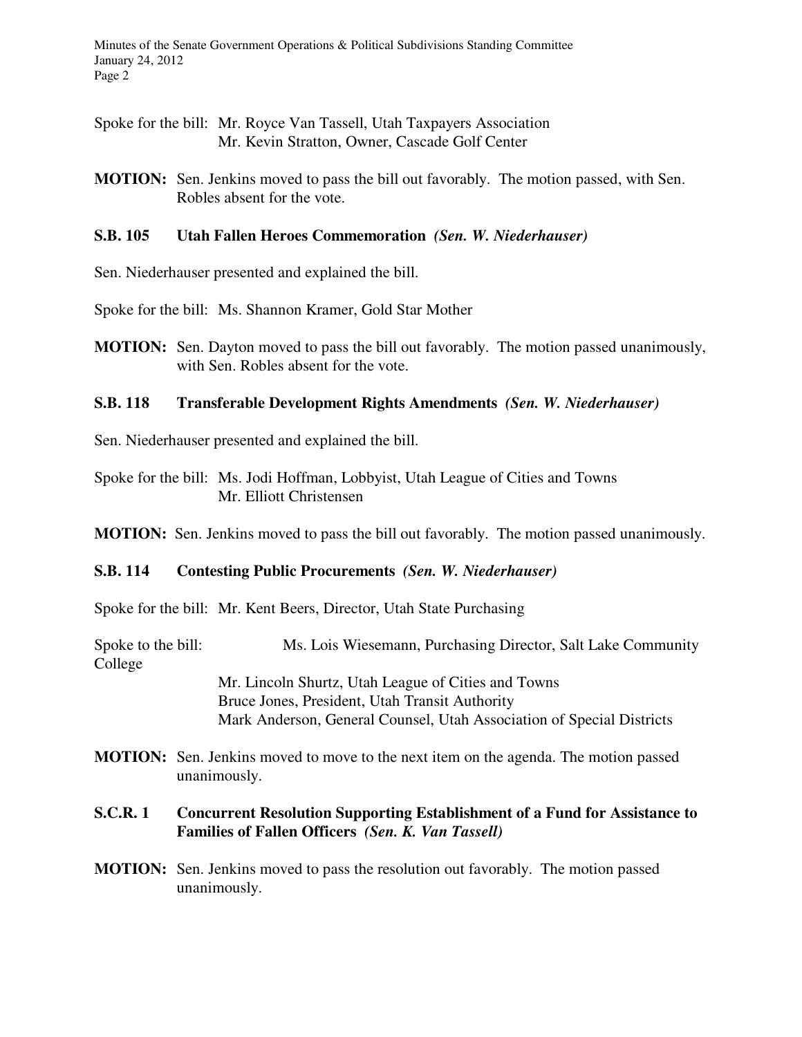Spoke for the bill: Mr. Royce Van Tassell, Utah Taxpayers Association
Mr. Kevin Stratton, Owner, Cascade Golf Center

**MOTION:** Sen. Jenkins moved to pass the bill out favorably. The motion passed, with Sen. Robles absent for the vote.

**S.B. 105 Utah Fallen Heroes Commemoration** ***(Sen. W. Niederhauser)***

Sen. Niederhauser presented and explained the bill.

Spoke for the bill: Ms. Shannon Kramer, Gold Star Mother

**MOTION:** Sen. Dayton moved to pass the bill out favorably. The motion passed unanimously, with Sen. Robles absent for the vote.

**S.B. 118 Transferable Development Rights Amendments** ***(Sen. W. Niederhauser)***

Sen. Niederhauser presented and explained the bill.

Spoke for the bill: Ms. Jodi Hoffman, Lobbyist, Utah League of Cities and Towns
Mr. Elliott Christensen

**MOTION:** Sen. Jenkins moved to pass the bill out favorably. The motion passed unanimously.

**S.B. 114 Contesting Public Procurements** ***(Sen. W. Niederhauser)***

Spoke for the bill: Mr. Kent Beers, Director, Utah State Purchasing

Spoke to the bill: Ms. Lois Wiesemann, Purchasing Director, Salt Lake Community College
Mr. Lincoln Shurtz, Utah League of Cities and Towns
Bruce Jones, President, Utah Transit Authority
Mark Anderson, General Counsel, Utah Association of Special Districts

**MOTION:** Sen. Jenkins moved to move to the next item on the agenda. The motion passed unanimously.

**S.C.R. 1 Concurrent Resolution Supporting Establishment of a Fund for Assistance to Families of Fallen Officers** ***(Sen. K. Van Tassell)***

**MOTION:** Sen. Jenkins moved to pass the resolution out favorably. The motion passed unanimously.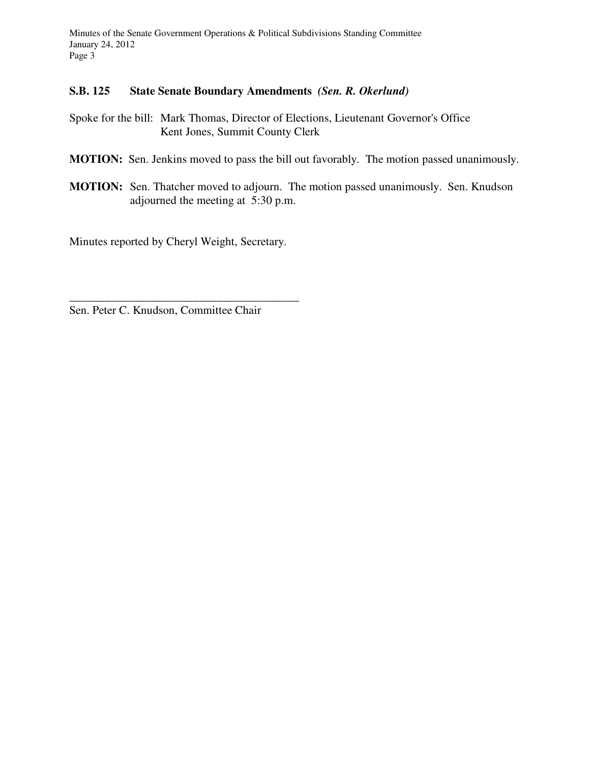**S.B. 125 State Senate Boundary Amendments** ***(Sen. R. Okerlund)***

Spoke for the bill: Mark Thomas, Director of Elections, Lieutenant Governor's Office
Kent Jones, Summit County Clerk

**MOTION:** Sen. Jenkins moved to pass the bill out favorably. The motion passed unanimously.

**MOTION:** Sen. Thatcher moved to adjourn. The motion passed unanimously. Sen. Knudson adjourned the meeting at 5:30 p.m.

Minutes reported by Cheryl Weight, Secretary.

\_\_\_\_\_\_\_\_\_\_\_\_\_\_\_\_\_\_\_\_\_\_\_\_\_\_\_\_\_\_\_\_\_\_\_\_\_\_\_\_

Sen. Peter C. Knudson, Committee Chair